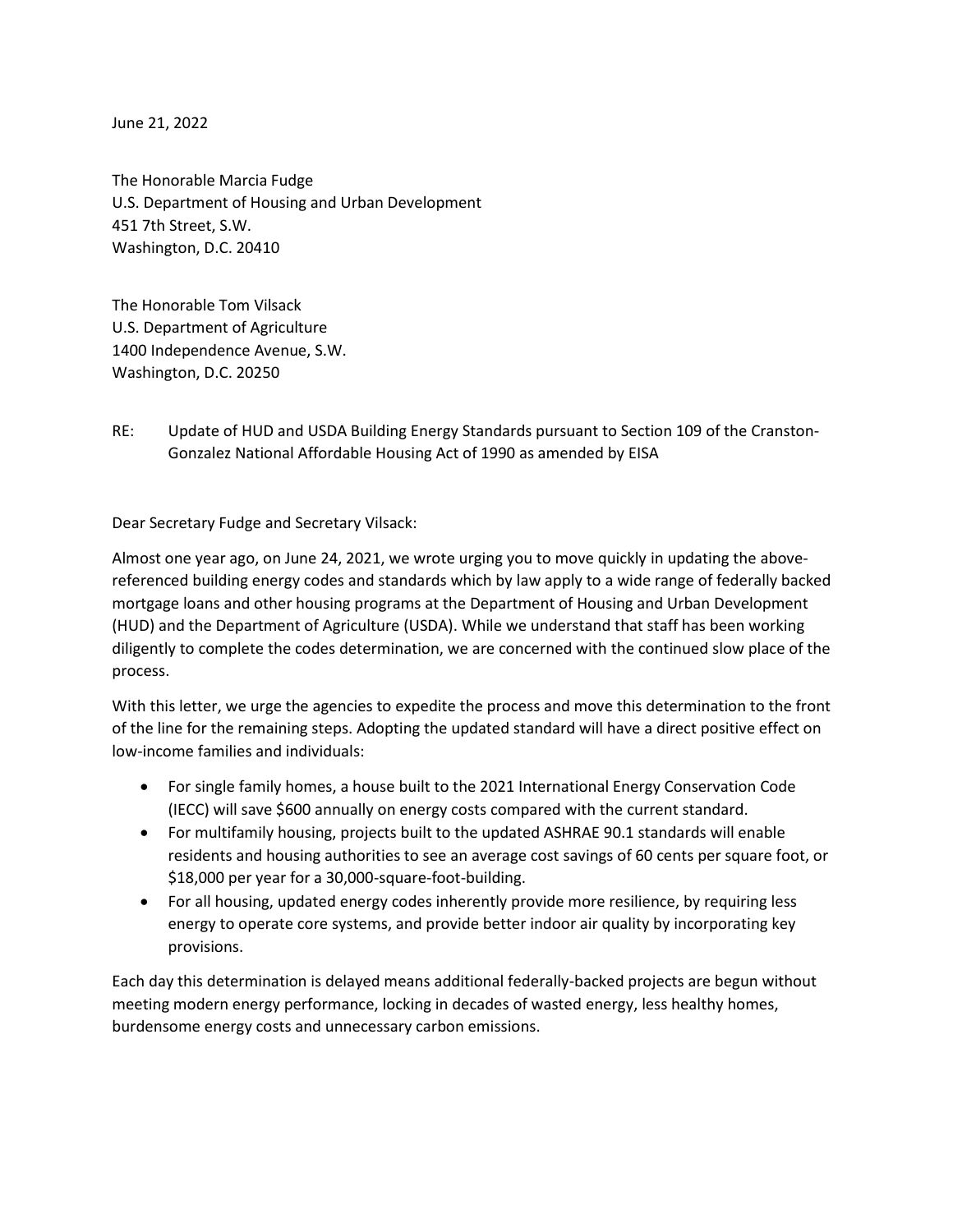June 21, 2022

The Honorable Marcia Fudge
U.S. Department of Housing and Urban Development
451 7th Street, S.W.
Washington, D.C. 20410

The Honorable Tom Vilsack
U.S. Department of Agriculture
1400 Independence Avenue, S.W.
Washington, D.C. 20250

RE: Update of HUD and USDA Building Energy Standards pursuant to Section 109 of the Cranston-Gonzalez National Affordable Housing Act of 1990 as amended by EISA

Dear Secretary Fudge and Secretary Vilsack:

Almost one year ago, on June 24, 2021, we wrote urging you to move quickly in updating the above-referenced building energy codes and standards which by law apply to a wide range of federally backed mortgage loans and other housing programs at the Department of Housing and Urban Development (HUD) and the Department of Agriculture (USDA). While we understand that staff has been working diligently to complete the codes determination, we are concerned with the continued slow place of the process.

With this letter, we urge the agencies to expedite the process and move this determination to the front of the line for the remaining steps. Adopting the updated standard will have a direct positive effect on low-income families and individuals:

- For single family homes, a house built to the 2021 International Energy Conservation Code (IECC) will save $600 annually on energy costs compared with the current standard.
- For multifamily housing, projects built to the updated ASHRAE 90.1 standards will enable residents and housing authorities to see an average cost savings of 60 cents per square foot, or $18,000 per year for a 30,000-square-foot-building.
- For all housing, updated energy codes inherently provide more resilience, by requiring less energy to operate core systems, and provide better indoor air quality by incorporating key provisions.

Each day this determination is delayed means additional federally-backed projects are begun without meeting modern energy performance, locking in decades of wasted energy, less healthy homes, burdensome energy costs and unnecessary carbon emissions.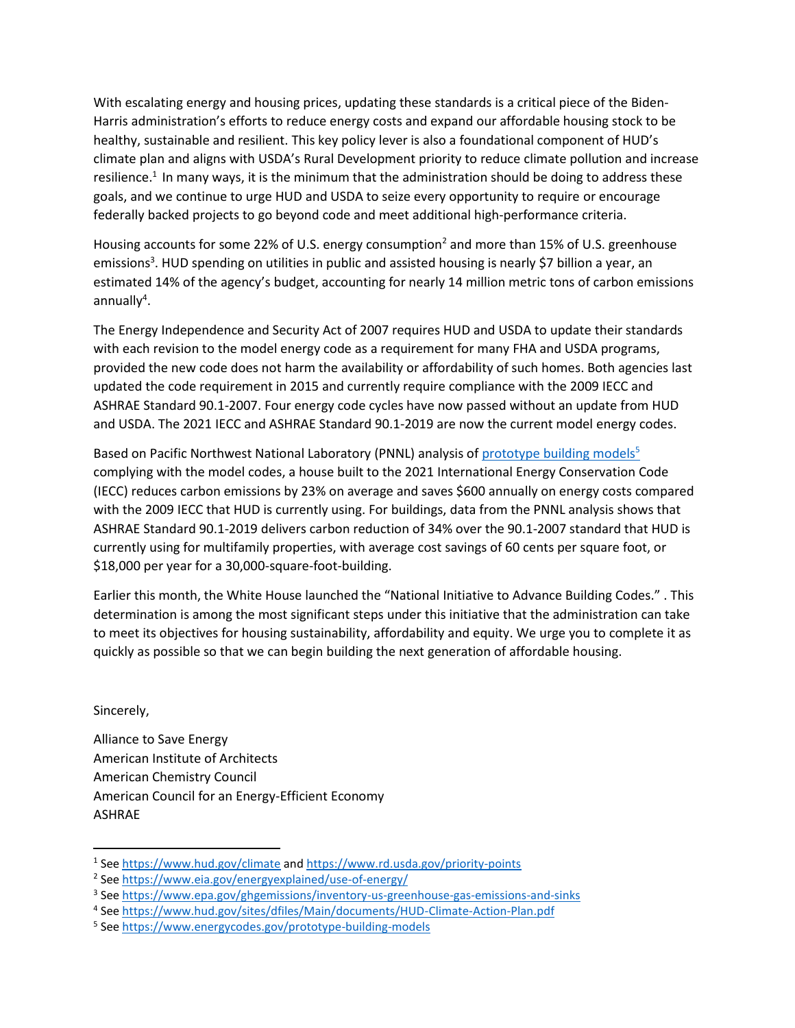With escalating energy and housing prices, updating these standards is a critical piece of the Biden-Harris administration's efforts to reduce energy costs and expand our affordable housing stock to be healthy, sustainable and resilient. This key policy lever is also a foundational component of HUD's climate plan and aligns with USDA's Rural Development priority to reduce climate pollution and increase resilience.[1] In many ways, it is the minimum that the administration should be doing to address these goals, and we continue to urge HUD and USDA to seize every opportunity to require or encourage federally backed projects to go beyond code and meet additional high-performance criteria.

Housing accounts for some 22% of U.S. energy consumption[2] and more than 15% of U.S. greenhouse emissions[3]. HUD spending on utilities in public and assisted housing is nearly $7 billion a year, an estimated 14% of the agency's budget, accounting for nearly 14 million metric tons of carbon emissions annually[4].

The Energy Independence and Security Act of 2007 requires HUD and USDA to update their standards with each revision to the model energy code as a requirement for many FHA and USDA programs, provided the new code does not harm the availability or affordability of such homes. Both agencies last updated the code requirement in 2015 and currently require compliance with the 2009 IECC and ASHRAE Standard 90.1-2007. Four energy code cycles have now passed without an update from HUD and USDA. The 2021 IECC and ASHRAE Standard 90.1-2019 are now the current model energy codes.

Based on Pacific Northwest National Laboratory (PNNL) analysis of [prototype building models](https://www.energycodes.gov/prototype-building-models)[5] complying with the model codes, a house built to the 2021 International Energy Conservation Code (IECC) reduces carbon emissions by 23% on average and saves $600 annually on energy costs compared with the 2009 IECC that HUD is currently using. For buildings, data from the PNNL analysis shows that ASHRAE Standard 90.1-2019 delivers carbon reduction of 34% over the 90.1-2007 standard that HUD is currently using for multifamily properties, with average cost savings of 60 cents per square foot, or $18,000 per year for a 30,000-square-foot-building.

Earlier this month, the White House launched the "National Initiative to Advance Building Codes." . This determination is among the most significant steps under this initiative that the administration can take to meet its objectives for housing sustainability, affordability and equity. We urge you to complete it as quickly as possible so that we can begin building the next generation of affordable housing.

Sincerely,

Alliance to Save Energy
American Institute of Architects
American Chemistry Council
American Council for an Energy-Efficient Economy
ASHRAE

---

[1] See https://www.hud.gov/climate and https://www.rd.usda.gov/priority-points

[2] See https://www.eia.gov/energyexplained/use-of-energy/

[3] See https://www.epa.gov/ghgemissions/inventory-us-greenhouse-gas-emissions-and-sinks

[4] See https://www.hud.gov/sites/dfiles/Main/documents/HUD-Climate-Action-Plan.pdf

[5] See https://www.energycodes.gov/prototype-building-models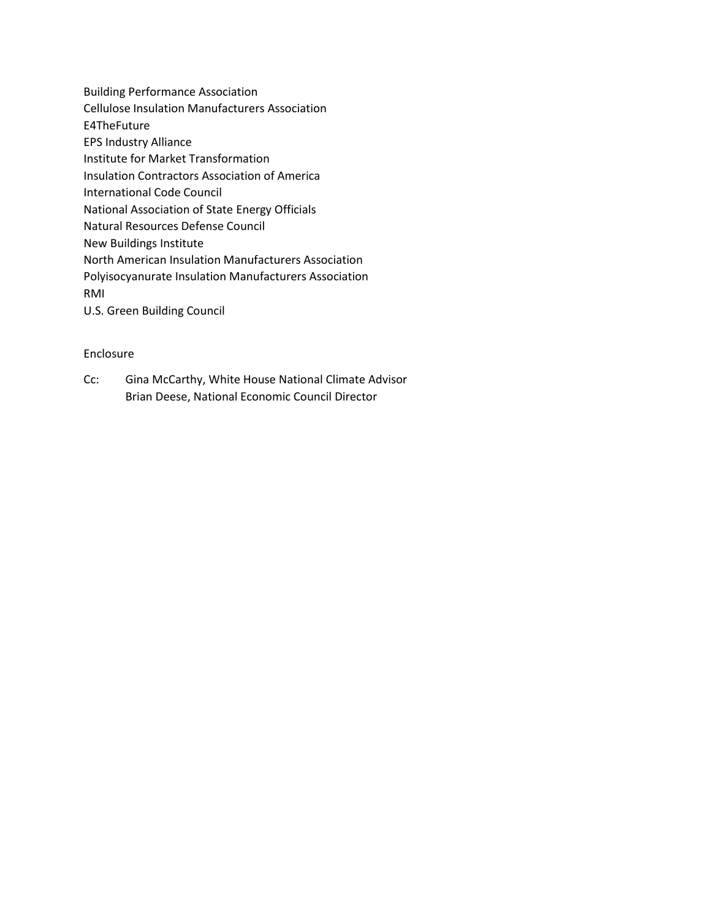Building Performance Association
Cellulose Insulation Manufacturers Association
E4TheFuture
EPS Industry Alliance
Institute for Market Transformation
Insulation Contractors Association of America
International Code Council
National Association of State Energy Officials
Natural Resources Defense Council
New Buildings Institute
North American Insulation Manufacturers Association
Polyisocyanurate Insulation Manufacturers Association
RMI
U.S. Green Building Council

Enclosure

Cc: Gina McCarthy, White House National Climate Advisor
Brian Deese, National Economic Council Director